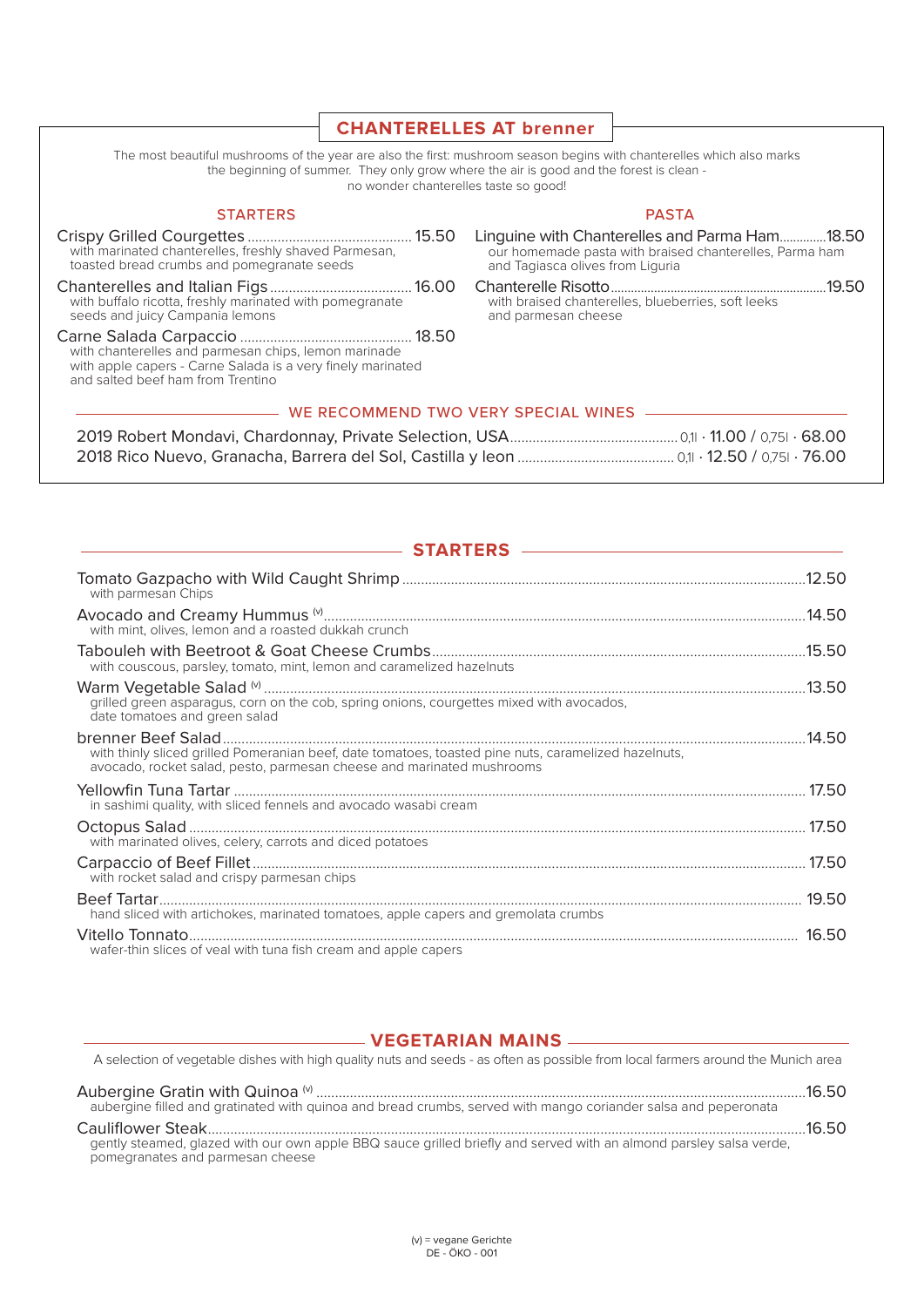## CHANTERELLES AT brenner

The most beautiful mushrooms of the year are also the first: mushroom season begins with chanterelles which also marks the beginning of summer. They only grow where the air is good and the forest is clean - no wonder chanterelles taste so good!

### STARTERS

**Crispy Grilled Courgettes** ... 15.50
with marinated chanterelles, freshly shaved Parmesan, toasted bread crumbs and pomegranate seeds

**Chanterelles and Italian Figs** ... 16.00
with buffalo ricotta, freshly marinated with pomegranate seeds and juicy Campania lemons

**Carne Salada Carpaccio** ... 18.50
with chanterelles and parmesan chips, lemon marinade with apple capers - Carne Salada is a very finely marinated and salted beef ham from Trentino

### PASTA

**Linguine with Chanterelles and Parma Ham** ... 18.50
our homemade pasta with braised chanterelles, Parma ham and Tagiasca olives from Liguria

**Chanterelle Risotto** ... 19.50
with braised chanterelles, blueberries, soft leeks and parmesan cheese

### WE RECOMMEND TWO VERY SPECIAL WINES

2019 Robert Mondavi, Chardonnay, Private Selection, USA ... 0,1l · 11.00 / 0,75l · 68.00

2018 Rico Nuevo, Granacha, Barrera del Sol, Castilla y leon ... 0,1l · 12.50 / 0,75l · 76.00

## STARTERS

**Tomato Gazpacho with Wild Caught Shrimp** ... 12.50
with parmesan Chips

**Avocado and Creamy Hummus** (v) ... 14.50
with mint, olives, lemon and a roasted dukkah crunch

**Tabouleh with Beetroot & Goat Cheese Crumbs** ... 15.50
with couscous, parsley, tomato, mint, lemon and caramelized hazelnuts

**Warm Vegetable Salad** (v) ... 13.50
grilled green asparagus, corn on the cob, spring onions, courgettes mixed with avocados, date tomatoes and green salad

**brenner Beef Salad** ... 14.50
with thinly sliced grilled Pomeranian beef, date tomatoes, toasted pine nuts, caramelized hazelnuts, avocado, rocket salad, pesto, parmesan cheese and marinated mushrooms

**Yellowfin Tuna Tartar** ... 17.50
in sashimi quality, with sliced fennels and avocado wasabi cream

**Octopus Salad** ... 17.50
with marinated olives, celery, carrots and diced potatoes

**Carpaccio of Beef Fillet** ... 17.50
with rocket salad and crispy parmesan chips

**Beef Tartar** ... 19.50
hand sliced with artichokes, marinated tomatoes, apple capers and gremolata crumbs

**Vitello Tonnato** ... 16.50
wafer-thin slices of veal with tuna fish cream and apple capers

## VEGETARIAN MAINS

A selection of vegetable dishes with high quality nuts and seeds - as often as possible from local farmers around the Munich area

**Aubergine Gratin with Quinoa** (v) ... 16.50
aubergine filled and gratinated with quinoa and bread crumbs, served with mango coriander salsa and peperonata

**Cauliflower Steak** ... 16.50
gently steamed, glazed with our own apple BBQ sauce grilled briefly and served with an almond parsley salsa verde, pomegranates and parmesan cheese

(v) = vegane Gerichte
DE - ÖKO - 001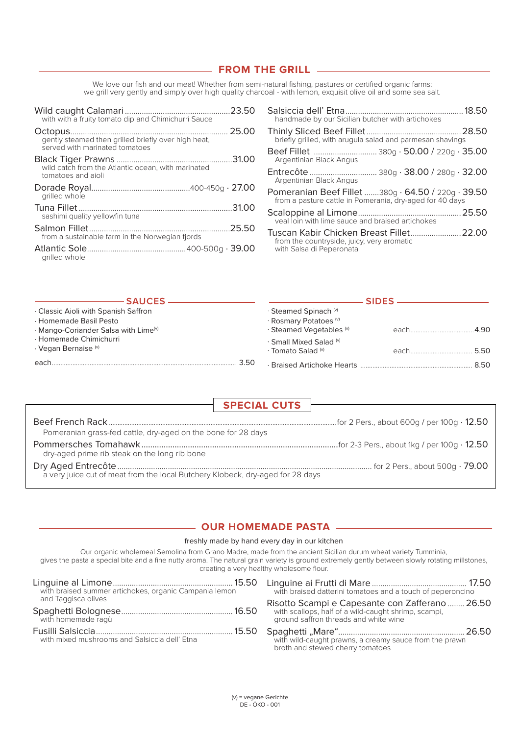## FROM THE GRILL

We love our fish and our meat! Whether from semi-natural fishing, pastures or certified organic farms: we grill very gently and simply over high quality charcoal - with lemon, exquisit olive oil and some sea salt.

**Wild caught Calamari** ... 23.50
with with a fruity tomato dip and Chimichurri Sauce

**Octopus** ... 25.00
gently steamed then grilled briefly over high heat, served with marinated tomatoes

**Black Tiger Prawns** ... 31.00
wild catch from the Atlantic ocean, with marinated tomatoes and aioli

**Dorade Royal** ... 400-450g · 27.00
grilled whole

**Tuna Fillet** ... 31.00
sashimi quality yellowfin tuna

**Salmon Fillet** ... 25.50
from a sustainable farm in the Norwegian fjords

**Atlantic Sole** ... 400-500g · 39.00
grilled whole

**Salsiccia dell' Etna** ... 18.50
handmade by our Sicilian butcher with artichokes

**Thinly Sliced Beef Fillet** ... 28.50
briefly grilled, with arugula salad and parmesan shavings

**Beef Fillet** ... 380g · 50.00 / 220g · 35.00
Argentinian Black Angus

**Entrecôte** ... 380g · 38.00 / 280g · 32.00
Argentinian Black Angus

**Pomeranian Beef Fillet** ... 380g · 64.50 / 220g · 39.50
from a pasture cattle in Pomerania, dry-aged for 40 days

**Scaloppine al Limone** ... 25.50
veal loin with lime sauce and braised artichokes

**Tuscan Kabir Chicken Breast Fillet** ... 22.00
from the countryside, juicy, very aromatic with Salsa di Peperonata

## SAUCES

- Classic Aioli with Spanish Saffron
- Homemade Basil Pesto
- Mango-Coriander Salsa with Lime (v)
- Homemade Chimichurri
- Vegan Bernaise (v)

each ... 3.50

## SIDES

- Steamed Spinach (v)
- Rosmary Potatoes (v)
- Steamed Vegetables (v)

each ... 4.90

- Small Mixed Salad (v)
- Tomato Salad (v)

each ... 5.50

- Braised Artichoke Hearts ... 8.50

## SPECIAL CUTS

**Beef French Rack** ... for 2 Pers., about 600g / per 100g · 12.50
Pomeranian grass-fed cattle, dry-aged on the bone for 28 days

**Pommersches Tomahawk** ... for 2-3 Pers., about 1kg / per 100g · 12.50
dry-aged prime rib steak on the long rib bone

**Dry Aged Entrecôte** ... for 2 Pers., about 500g · 79.00
a very juice cut of meat from the local Butchery Klobeck, dry-aged for 28 days

## OUR HOMEMADE PASTA

freshly made by hand every day in our kitchen

Our organic wholemeal Semolina from Grano Madre, made from the ancient Sicilian durum wheat variety Tumminia, gives the pasta a special bite and a fine nutty aroma. The natural grain variety is ground extremely gently between slowly rotating millstones, creating a very healthy wholesome flour.

**Linguine al Limone** ... 15.50
with braised summer artichokes, organic Campania lemon and Taggisca olives

**Spaghetti Bolognese** ... 16.50
with homemade ragù

**Fusilli Salsiccia** ... 15.50
with mixed mushrooms and Salsiccia dell' Etna

**Linguine ai Frutti di Mare** ... 17.50
with braised datterini tomatoes and a touch of peperoncino

**Risotto Scampi e Capesante con Zafferano** ... 26.50
with scallops, half of a wild-caught shrimp, scampi, ground saffron threads and white wine

**Spaghetti „Mare"** ... 26.50
with wild-caught prawns, a creamy sauce from the prawn broth and stewed cherry tomatoes

(v) = vegane Gerichte
DE - ÖKO - 001